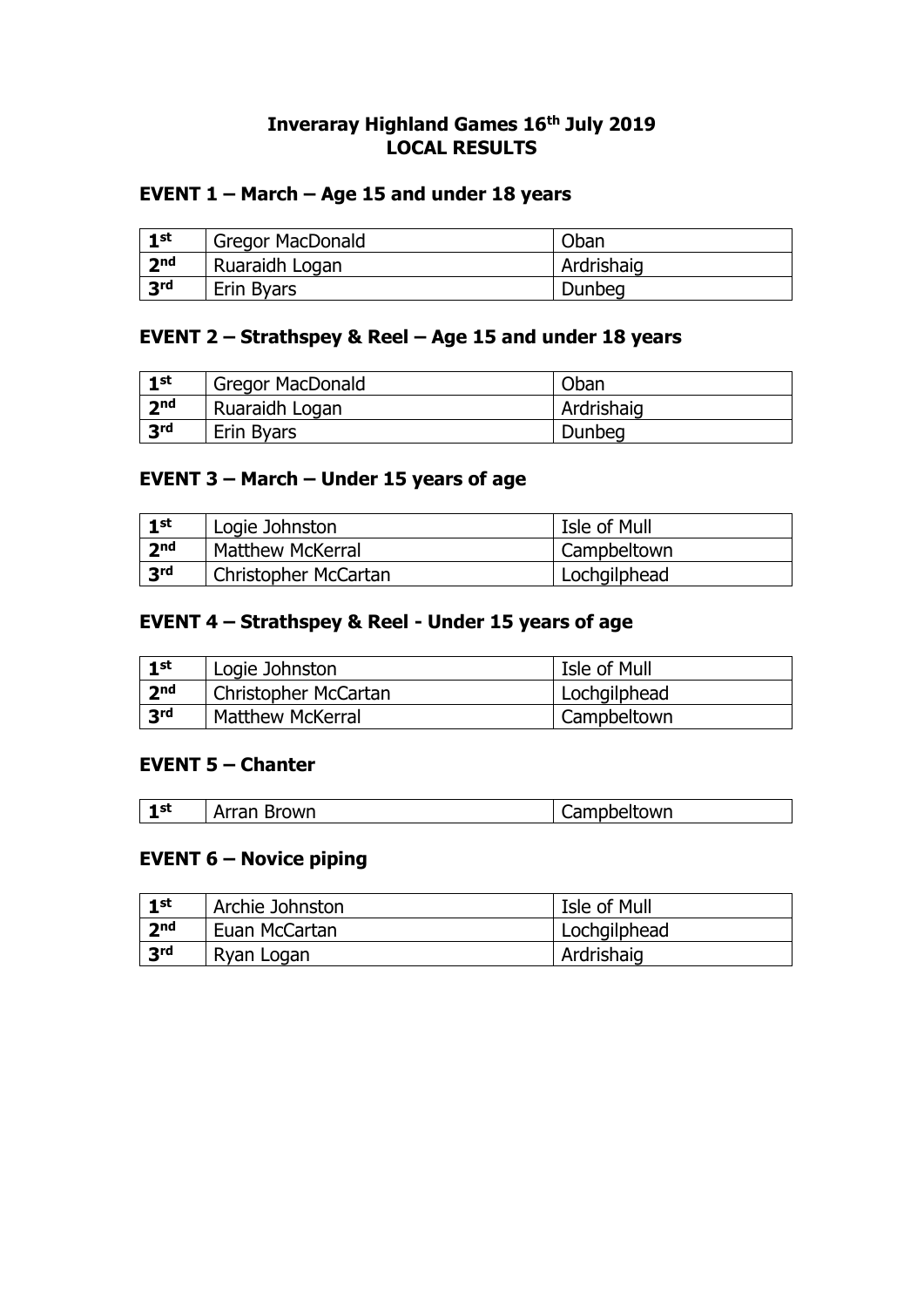# Inveraray Highland Games 16th July 2019
# LOCAL RESULTS

## EVENT 1 – March – Age 15 and under 18 years

| | | |
|---|---|---|
| **1st** | Gregor MacDonald | Oban |
| **2nd** | Ruaraidh Logan | Ardrishaig |
| **3rd** | Erin Byars | Dunbeg |

## EVENT 2 – Strathspey & Reel – Age 15 and under 18 years

| | | |
|---|---|---|
| **1st** | Gregor MacDonald | Oban |
| **2nd** | Ruaraidh Logan | Ardrishaig |
| **3rd** | Erin Byars | Dunbeg |

## EVENT 3 – March – Under 15 years of age

| | | |
|---|---|---|
| **1st** | Logie Johnston | Isle of Mull |
| **2nd** | Matthew McKerral | Campbeltown |
| **3rd** | Christopher McCartan | Lochgilphead |

## EVENT 4 – Strathspey & Reel - Under 15 years of age

| | | |
|---|---|---|
| **1st** | Logie Johnston | Isle of Mull |
| **2nd** | Christopher McCartan | Lochgilphead |
| **3rd** | Matthew McKerral | Campbeltown |

## EVENT 5 – Chanter

| | | |
|---|---|---|
| **1st** | Arran Brown | Campbeltown |

## EVENT 6 – Novice piping

| | | |
|---|---|---|
| **1st** | Archie Johnston | Isle of Mull |
| **2nd** | Euan McCartan | Lochgilphead |
| **3rd** | Ryan Logan | Ardrishaig |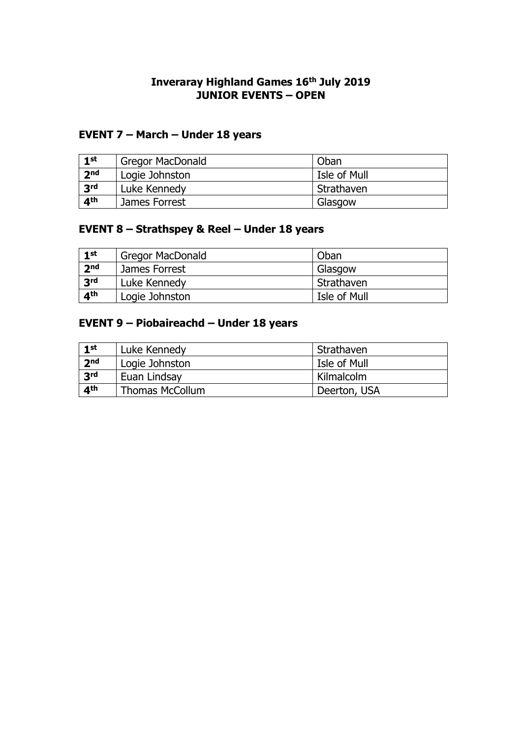# Inveraray Highland Games 16th July 2019
# JUNIOR EVENTS – OPEN

## EVENT 7 – March – Under 18 years

| | | |
|---|---|---|
| 1st | Gregor MacDonald | Oban |
| 2nd | Logie Johnston | Isle of Mull |
| 3rd | Luke Kennedy | Strathaven |
| 4th | James Forrest | Glasgow |

## EVENT 8 – Strathspey & Reel – Under 18 years

| | | |
|---|---|---|
| 1st | Gregor MacDonald | Oban |
| 2nd | James Forrest | Glasgow |
| 3rd | Luke Kennedy | Strathaven |
| 4th | Logie Johnston | Isle of Mull |

## EVENT 9 – Piobaireachd – Under 18 years

| | | |
|---|---|---|
| 1st | Luke Kennedy | Strathaven |
| 2nd | Logie Johnston | Isle of Mull |
| 3rd | Euan Lindsay | Kilmalcolm |
| 4th | Thomas McCollum | Deerton, USA |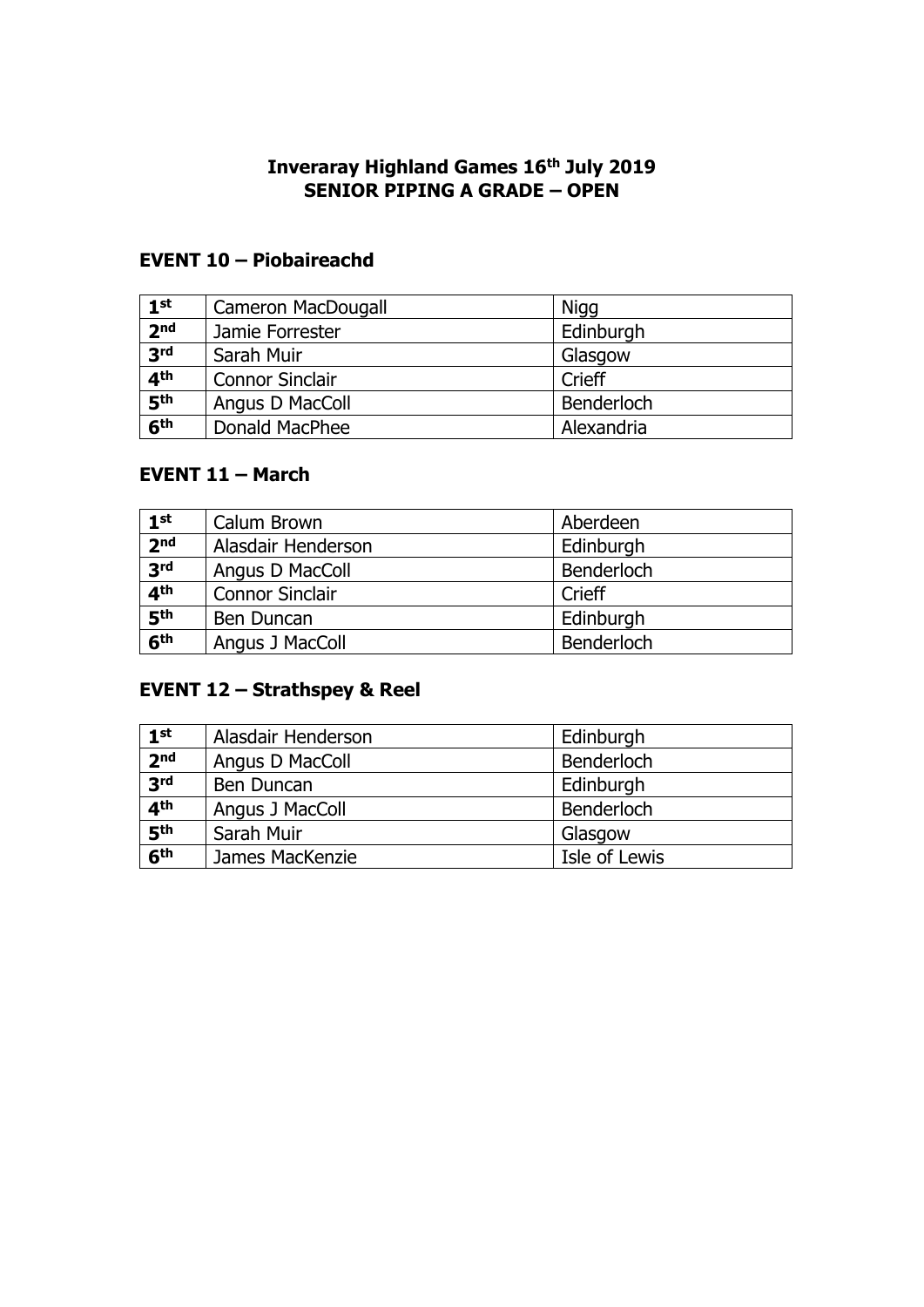# Inveraray Highland Games 16th July 2019
# SENIOR PIPING A GRADE – OPEN

## EVENT 10 – Piobaireachd

| | | |
|---|---|---|
| **1st** | Cameron MacDougall | Nigg |
| **2nd** | Jamie Forrester | Edinburgh |
| **3rd** | Sarah Muir | Glasgow |
| **4th** | Connor Sinclair | Crieff |
| **5th** | Angus D MacColl | Benderloch |
| **6th** | Donald MacPhee | Alexandria |

## EVENT 11 – March

| | | |
|---|---|---|
| **1st** | Calum Brown | Aberdeen |
| **2nd** | Alasdair Henderson | Edinburgh |
| **3rd** | Angus D MacColl | Benderloch |
| **4th** | Connor Sinclair | Crieff |
| **5th** | Ben Duncan | Edinburgh |
| **6th** | Angus J MacColl | Benderloch |

## EVENT 12 – Strathspey & Reel

| | | |
|---|---|---|
| **1st** | Alasdair Henderson | Edinburgh |
| **2nd** | Angus D MacColl | Benderloch |
| **3rd** | Ben Duncan | Edinburgh |
| **4th** | Angus J MacColl | Benderloch |
| **5th** | Sarah Muir | Glasgow |
| **6th** | James MacKenzie | Isle of Lewis |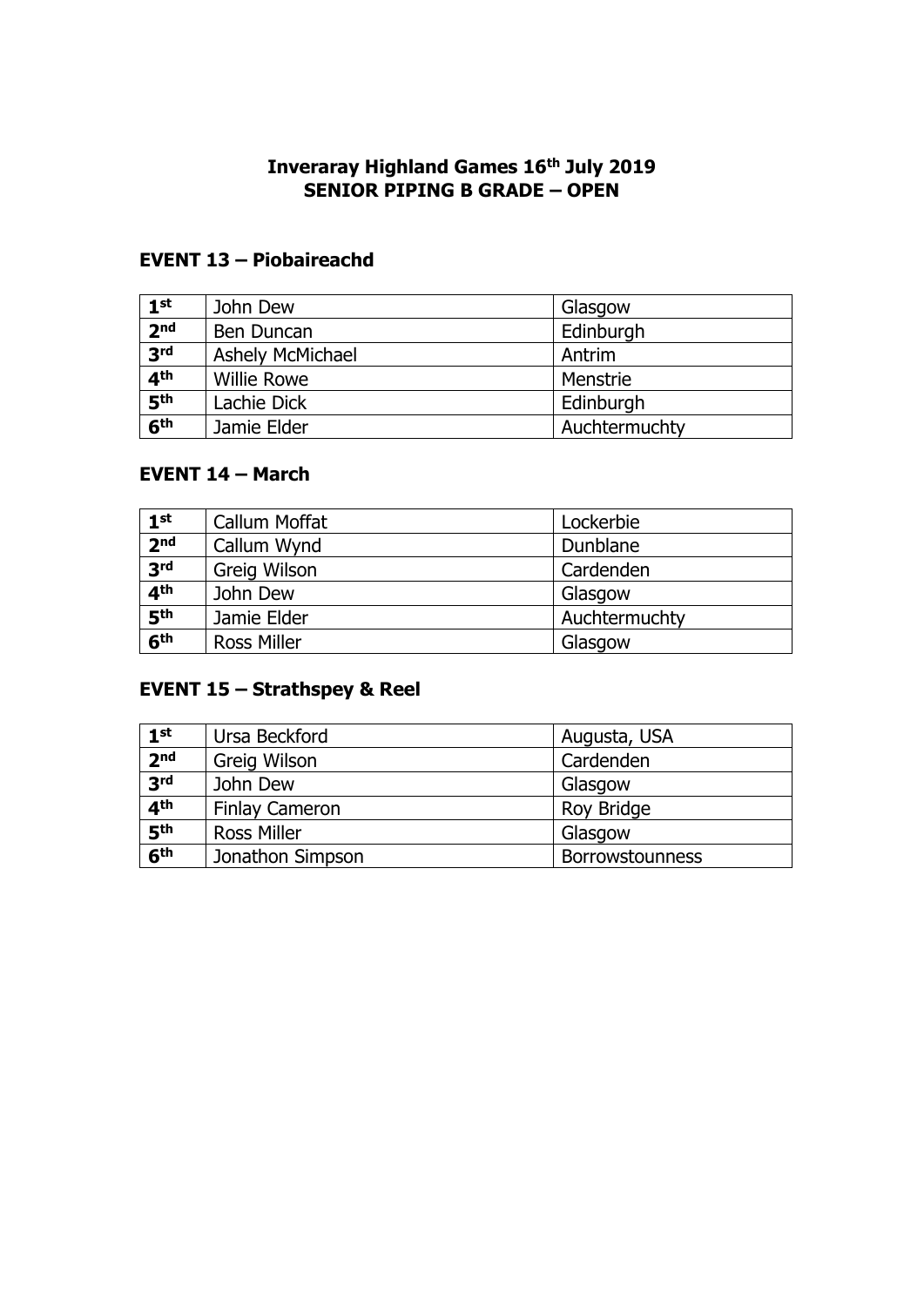**Inveraray Highland Games 16th July 2019**
**SENIOR PIPING B GRADE – OPEN**

## EVENT 13 – Piobaireachd

| | | |
|---|---|---|
| **1st** | John Dew | Glasgow |
| **2nd** | Ben Duncan | Edinburgh |
| **3rd** | Ashely McMichael | Antrim |
| **4th** | Willie Rowe | Menstrie |
| **5th** | Lachie Dick | Edinburgh |
| **6th** | Jamie Elder | Auchtermuchty |

## EVENT 14 – March

| | | |
|---|---|---|
| **1st** | Callum Moffat | Lockerbie |
| **2nd** | Callum Wynd | Dunblane |
| **3rd** | Greig Wilson | Cardenden |
| **4th** | John Dew | Glasgow |
| **5th** | Jamie Elder | Auchtermuchty |
| **6th** | Ross Miller | Glasgow |

## EVENT 15 – Strathspey & Reel

| | | |
|---|---|---|
| **1st** | Ursa Beckford | Augusta, USA |
| **2nd** | Greig Wilson | Cardenden |
| **3rd** | John Dew | Glasgow |
| **4th** | Finlay Cameron | Roy Bridge |
| **5th** | Ross Miller | Glasgow |
| **6th** | Jonathon Simpson | Borrowstounness |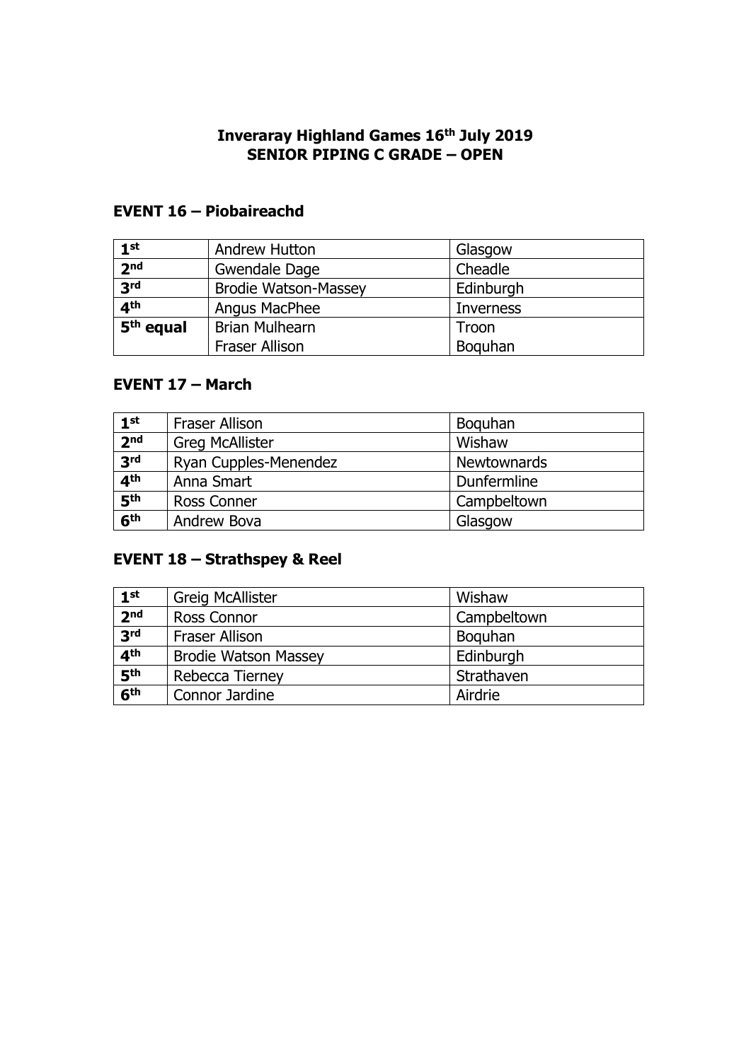# Inveraray Highland Games 16th July 2019
## SENIOR PIPING C GRADE – OPEN

### EVENT 16 – Piobaireachd

| | | |
|---|---|---|
| **1st** | Andrew Hutton | Glasgow |
| **2nd** | Gwendale Dage | Cheadle |
| **3rd** | Brodie Watson-Massey | Edinburgh |
| **4th** | Angus MacPhee | Inverness |
| **5th equal** | Brian Mulhearn | Troon |
| | Fraser Allison | Boquhan |

### EVENT 17 – March

| | | |
|---|---|---|
| **1st** | Fraser Allison | Boquhan |
| **2nd** | Greg McAllister | Wishaw |
| **3rd** | Ryan Cupples-Menendez | Newtownards |
| **4th** | Anna Smart | Dunfermline |
| **5th** | Ross Conner | Campbeltown |
| **6th** | Andrew Bova | Glasgow |

### EVENT 18 – Strathspey & Reel

| | | |
|---|---|---|
| **1st** | Greig McAllister | Wishaw |
| **2nd** | Ross Connor | Campbeltown |
| **3rd** | Fraser Allison | Boquhan |
| **4th** | Brodie Watson Massey | Edinburgh |
| **5th** | Rebecca Tierney | Strathaven |
| **6th** | Connor Jardine | Airdrie |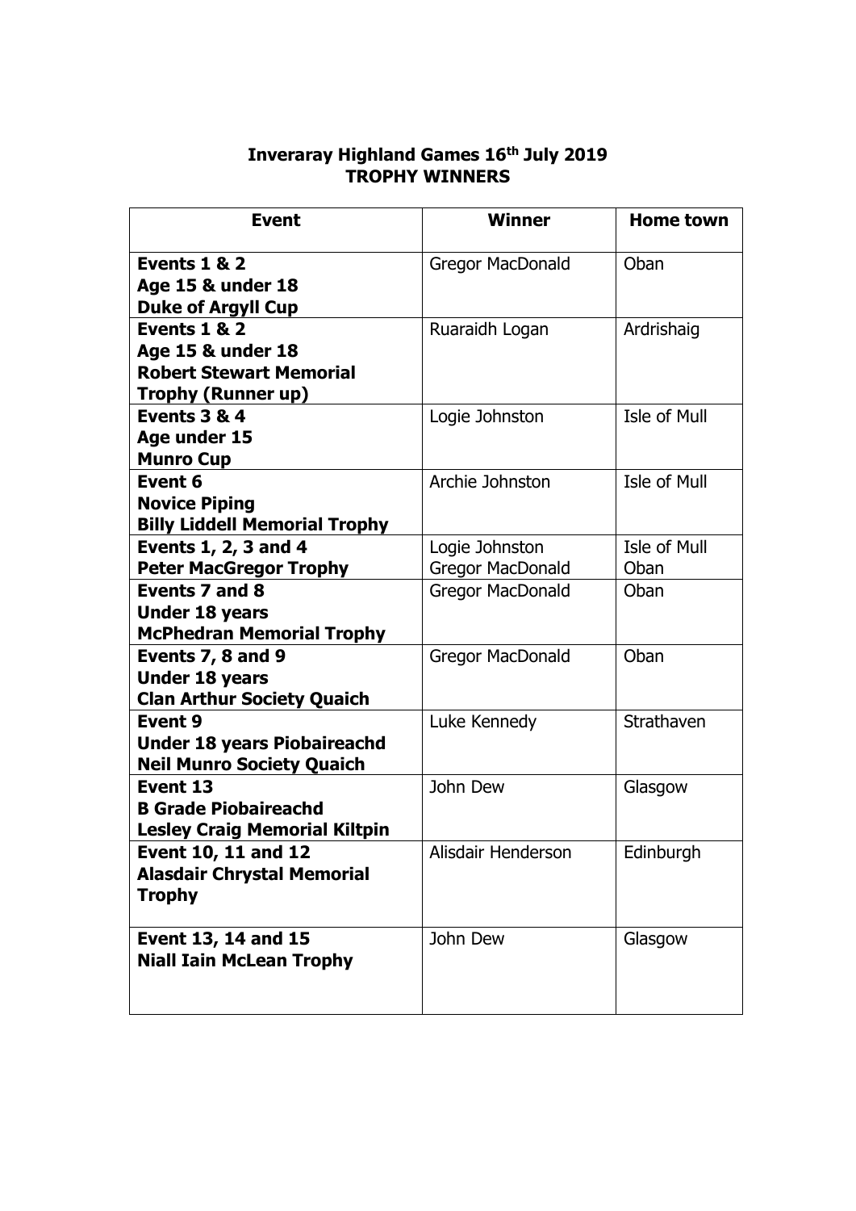**Inveraray Highland Games 16th July 2019**
**TROPHY WINNERS**

| Event | Winner | Home town |
|---|---|---|
| **Events 1 & 2**<br>**Age 15 & under 18**<br>**Duke of Argyll Cup** | Gregor MacDonald | Oban |
| **Events 1 & 2**<br>**Age 15 & under 18**<br>**Robert Stewart Memorial Trophy (Runner up)** | Ruaraidh Logan | Ardrishaig |
| **Events 3 & 4**<br>**Age under 15**<br>**Munro Cup** | Logie Johnston | Isle of Mull |
| **Event 6**<br>**Novice Piping**<br>**Billy Liddell Memorial Trophy** | Archie Johnston | Isle of Mull |
| **Events 1, 2, 3 and 4**<br>**Peter MacGregor Trophy** | Logie Johnston<br>Gregor MacDonald | Isle of Mull<br>Oban |
| **Events 7 and 8**<br>**Under 18 years**<br>**McPhedran Memorial Trophy** | Gregor MacDonald | Oban |
| **Events 7, 8 and 9**<br>**Under 18 years**<br>**Clan Arthur Society Quaich** | Gregor MacDonald | Oban |
| **Event 9**<br>**Under 18 years Piobaireachd**<br>**Neil Munro Society Quaich** | Luke Kennedy | Strathaven |
| **Event 13**<br>**B Grade Piobaireachd**<br>**Lesley Craig Memorial Kiltpin** | John Dew | Glasgow |
| **Event 10, 11 and 12**<br>**Alasdair Chrystal Memorial Trophy** | Alisdair Henderson | Edinburgh |
| **Event 13, 14 and 15**<br>**Niall Iain McLean Trophy** | John Dew | Glasgow |